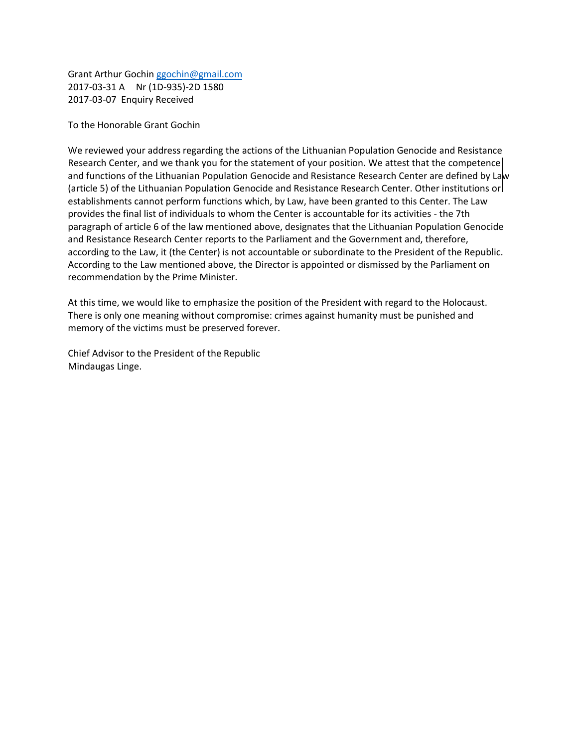Grant Arthur Gochin [ggochin@gmail.com](mailto:ggochin@gmail.com)
2017-03-31 A Nr (1D-935)-2D 1580
2017-03-07 Enquiry Received

To the Honorable Grant Gochin

We reviewed your address regarding the actions of the Lithuanian Population Genocide and Resistance Research Center, and we thank you for the statement of your position. We attest that the competence and functions of the Lithuanian Population Genocide and Resistance Research Center are defined by Law (article 5) of the Lithuanian Population Genocide and Resistance Research Center. Other institutions or establishments cannot perform functions which, by Law, have been granted to this Center. The Law provides the final list of individuals to whom the Center is accountable for its activities - the 7th paragraph of article 6 of the law mentioned above, designates that the Lithuanian Population Genocide and Resistance Research Center reports to the Parliament and the Government and, therefore, according to the Law, it (the Center) is not accountable or subordinate to the President of the Republic. According to the Law mentioned above, the Director is appointed or dismissed by the Parliament on recommendation by the Prime Minister.

At this time, we would like to emphasize the position of the President with regard to the Holocaust. There is only one meaning without compromise: crimes against humanity must be punished and memory of the victims must be preserved forever.

Chief Advisor to the President of the Republic
Mindaugas Linge.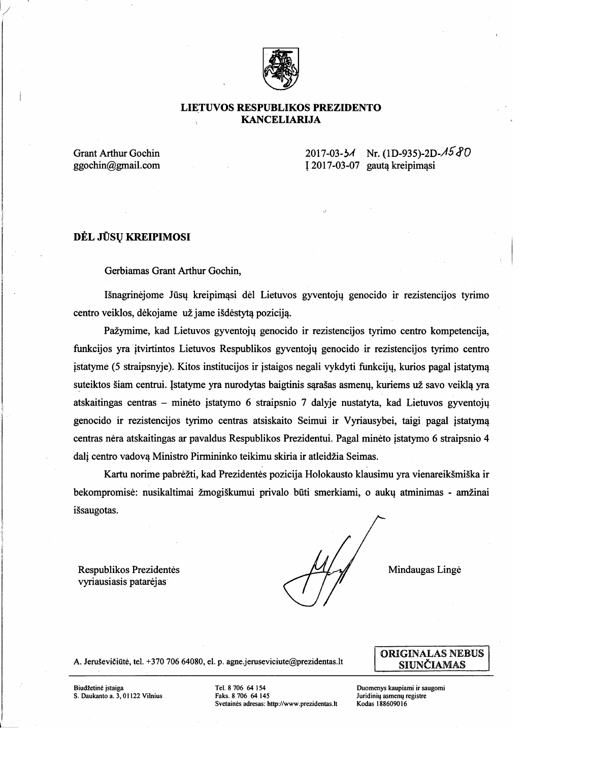**LIETUVOS RESPUBLIKOS PREZIDENTO KANCELIARIJA**

Grant Arthur Gochin
ggochin@gmail.com

2017-03-31 Nr. (1D-935)-2D-1580
Į 2017-03-07 gautą kreipimąsi

**DĖL JŪSŲ KREIPIMOSI**

Gerbiamas Grant Arthur Gochin,

Išnagrinėjome Jūsų kreipimąsi dėl Lietuvos gyventojų genocido ir rezistencijos tyrimo centro veiklos, dėkojame už jame išdėstytą poziciją.

Pažymime, kad Lietuvos gyventojų genocido ir rezistencijos tyrimo centro kompetencija, funkcijos yra įtvirtintos Lietuvos Respublikos gyventojų genocido ir rezistencijos tyrimo centro įstatyme (5 straipsnyje). Kitos institucijos ir įstaigos negali vykdyti funkcijų, kurios pagal įstatymą suteiktos šiam centrui. Įstatyme yra nurodytas baigtinis sąrašas asmenų, kuriems už savo veiklą yra atskaitingas centras – minėto įstatymo 6 straipsnio 7 dalyje nustatyta, kad Lietuvos gyventojų genocido ir rezistencijos tyrimo centras atsiskaito Seimui ir Vyriausybei, taigi pagal įstatymą centras nėra atskaitingas ar pavaldus Respublikos Prezidentui. Pagal minėto įstatymo 6 straipsnio 4 dalį centro vadovą Ministro Pirmininko teikimu skiria ir atleidžia Seimas.

Kartu norime pabrėžti, kad Prezidentės pozicija Holokausto klausimu yra vienareikšmiška ir bekompromisė: nusikaltimai žmogiškumui privalo būti smerkiami, o aukų atminimas - amžinai išsaugotas.

Respublikos Prezidentės vyriausiasis patarėjas

Mindaugas Lingė

A. Jeruševičiūtė, tel. +370 706 64080, el. p. agne.jeruseviciute@prezidentas.lt

**ORIGINALAS NEBUS SIUNČIAMAS**

Biudžetinė įstaiga
S. Daukanto a. 3, 01122 Vilnius

Tel. 8 706 64 154
Faks. 8 706 64 145
Svetainės adresas: http://www.prezidentas.lt

Duomenys kaupiami ir saugomi
Juridinių asmenų registre
Kodas 188609016